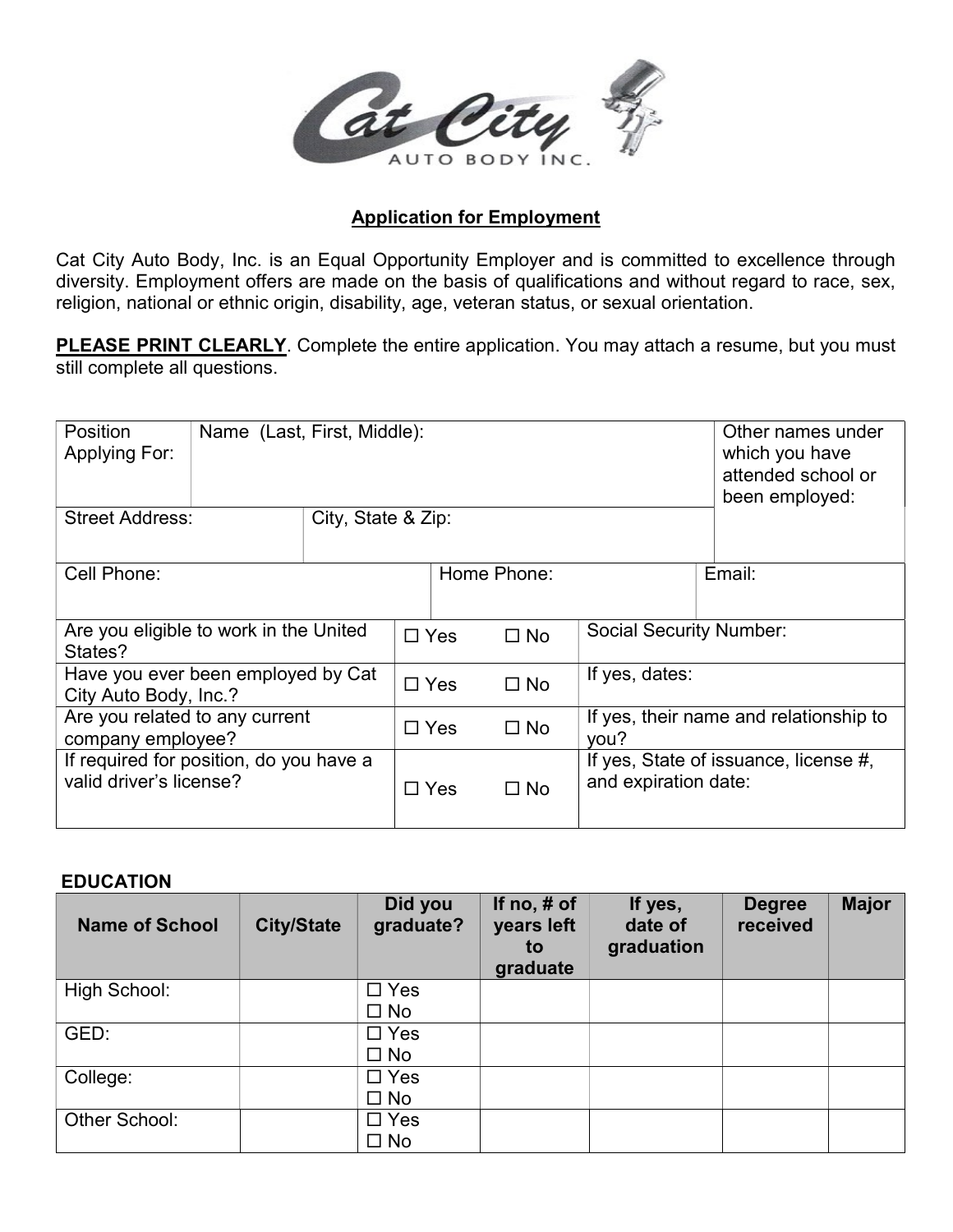Cat City AUTO BODY INC.

## Application for Employment

Cat City Auto Body, Inc. is an Equal Opportunity Employer and is committed to excellence through diversity. Employment offers are made on the basis of qualifications and without regard to race, sex, religion, national or ethnic origin, disability, age, veteran status, or sexual orientation.

**PLEASE PRINT CLEARLY**. Complete the entire application. You may attach a resume, but you must still complete all questions.

| Position Applying For: | Name (Last, First, Middle): | | Other names under which you have attended school or been employed: |
|---|---|---|---|
| Street Address: | City, State & Zip: | | |
| Cell Phone: | Home Phone: | Email: | |

| | | | |
|---|---|---|---|
| Are you eligible to work in the United States? | ☐ Yes | ☐ No | Social Security Number: |
| Have you ever been employed by Cat City Auto Body, Inc.? | ☐ Yes | ☐ No | If yes, dates: |
| Are you related to any current company employee? | ☐ Yes | ☐ No | If yes, their name and relationship to you? |
| If required for position, do you have a valid driver's license? | ☐ Yes | ☐ No | If yes, State of issuance, license #, and expiration date: |

### EDUCATION

| Name of School | City/State | Did you graduate? | If no, # of years left to graduate | If yes, date of graduation | Degree received | Major |
|---|---|---|---|---|---|---|
| High School: | | ☐ Yes ☐ No | | | | |
| GED: | | ☐ Yes ☐ No | | | | |
| College: | | ☐ Yes ☐ No | | | | |
| Other School: | | ☐ Yes ☐ No | | | | |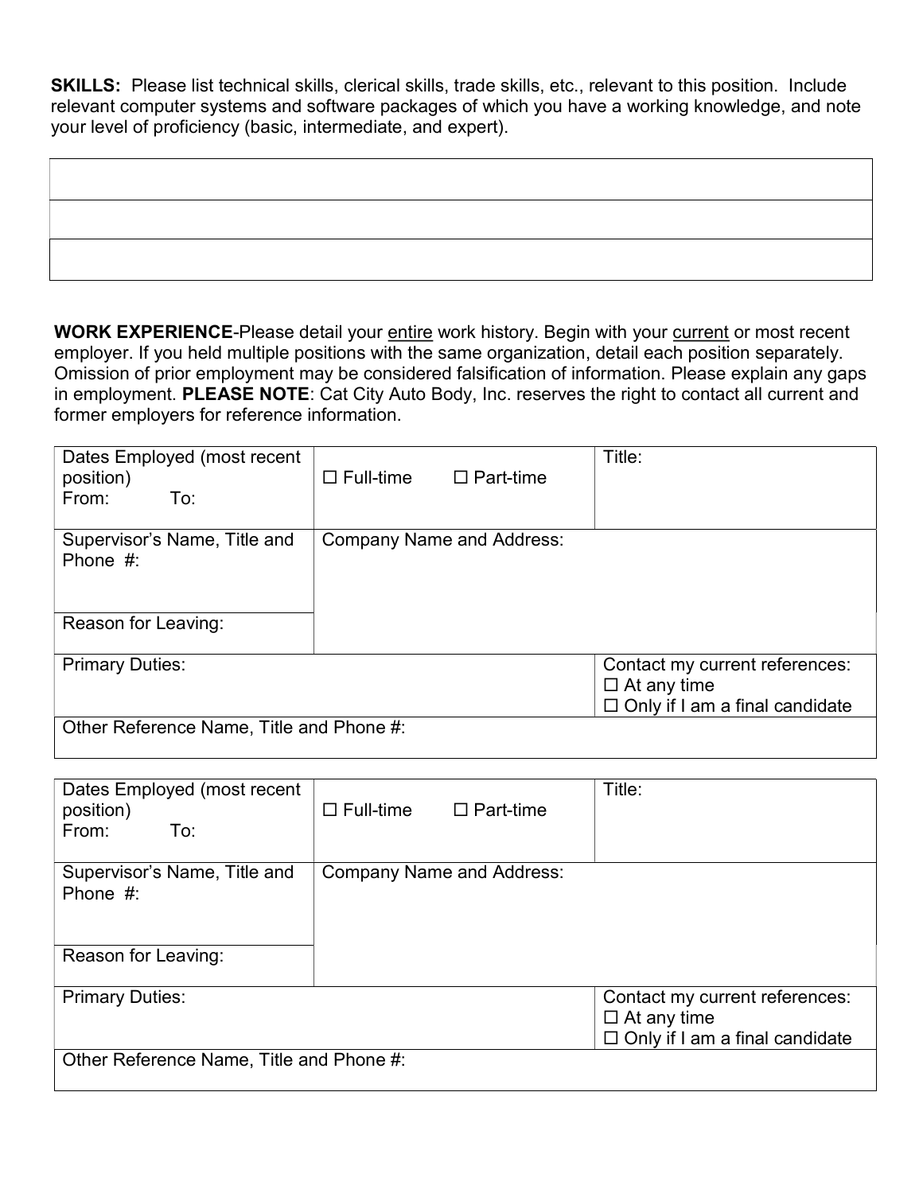**SKILLS:** Please list technical skills, clerical skills, trade skills, etc., relevant to this position. Include relevant computer systems and software packages of which you have a working knowledge, and note your level of proficiency (basic, intermediate, and expert).

| |
|---|
| |
| |
| |

**WORK EXPERIENCE**-Please detail your entire work history. Begin with your current or most recent employer. If you held multiple positions with the same organization, detail each position separately. Omission of prior employment may be considered falsification of information. Please explain any gaps in employment. **PLEASE NOTE**: Cat City Auto Body, Inc. reserves the right to contact all current and former employers for reference information.

| | | |
|---|---|---|
| Dates Employed (most recent position)<br>From: To: | ☐ Full-time ☐ Part-time | Title: |
| Supervisor's Name, Title and Phone #: | Company Name and Address: | |
| Reason for Leaving: | | |
| Primary Duties: | | Contact my current references:<br>☐ At any time<br>☐ Only if I am a final candidate |
| Other Reference Name, Title and Phone #: | | |

| | | |
|---|---|---|
| Dates Employed (most recent position)<br>From: To: | ☐ Full-time ☐ Part-time | Title: |
| Supervisor's Name, Title and Phone #: | Company Name and Address: | |
| Reason for Leaving: | | |
| Primary Duties: | | Contact my current references:<br>☐ At any time<br>☐ Only if I am a final candidate |
| Other Reference Name, Title and Phone #: | | |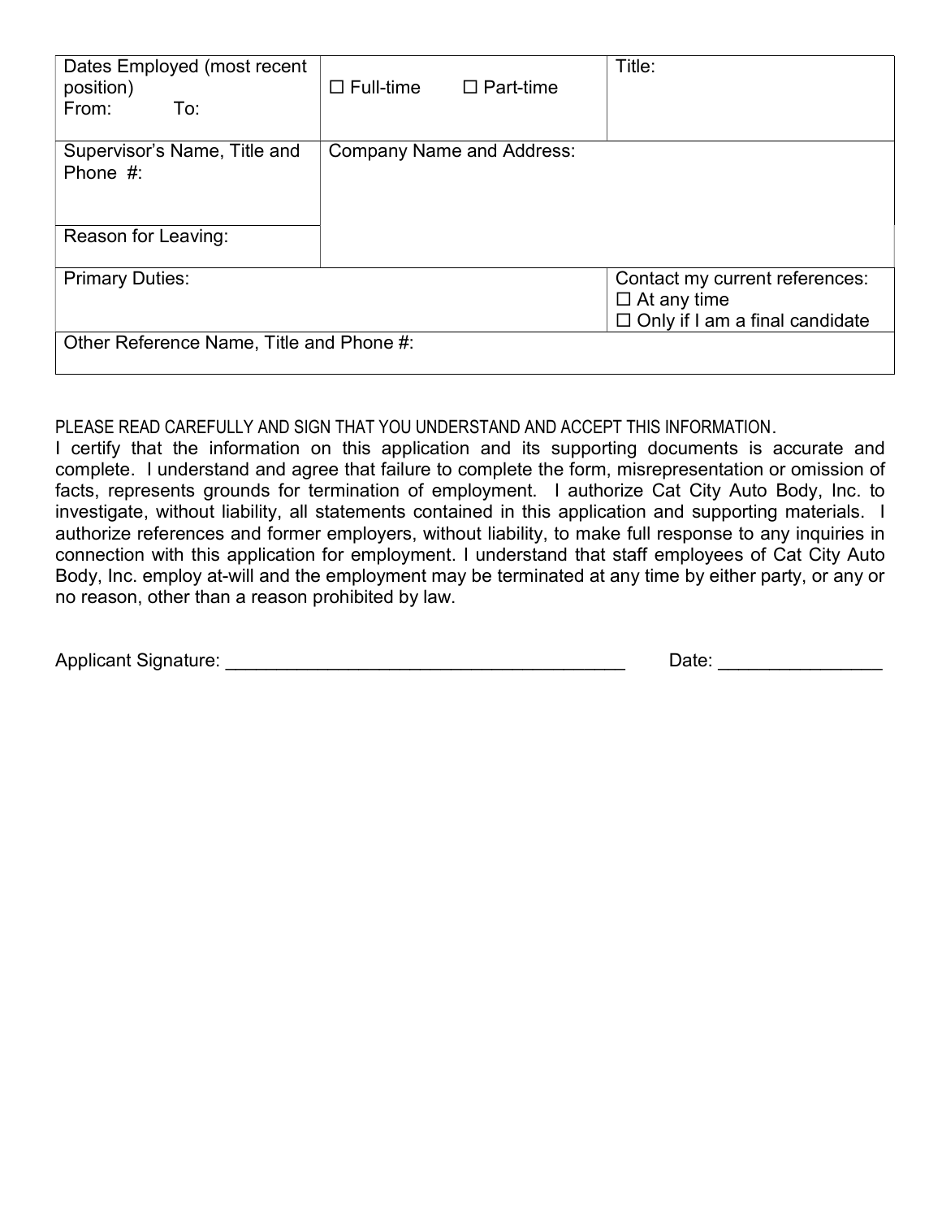| | | |
|---|---|---|
| Dates Employed (most recent position)<br>From: To: | ☐ Full-time ☐ Part-time | Title: |
| Supervisor's Name, Title and Phone #: | Company Name and Address: | |
| Reason for Leaving: | | |
| Primary Duties: | | Contact my current references:<br>☐ At any time<br>☐ Only if I am a final candidate |
| Other Reference Name, Title and Phone #: | | |

PLEASE READ CAREFULLY AND SIGN THAT YOU UNDERSTAND AND ACCEPT THIS INFORMATION.

I certify that the information on this application and its supporting documents is accurate and complete. I understand and agree that failure to complete the form, misrepresentation or omission of facts, represents grounds for termination of employment. I authorize Cat City Auto Body, Inc. to investigate, without liability, all statements contained in this application and supporting materials. I authorize references and former employers, without liability, to make full response to any inquiries in connection with this application for employment. I understand that staff employees of Cat City Auto Body, Inc. employ at-will and the employment may be terminated at any time by either party, or any or no reason, other than a reason prohibited by law.

Applicant Signature: _______________________________________ Date: ________________